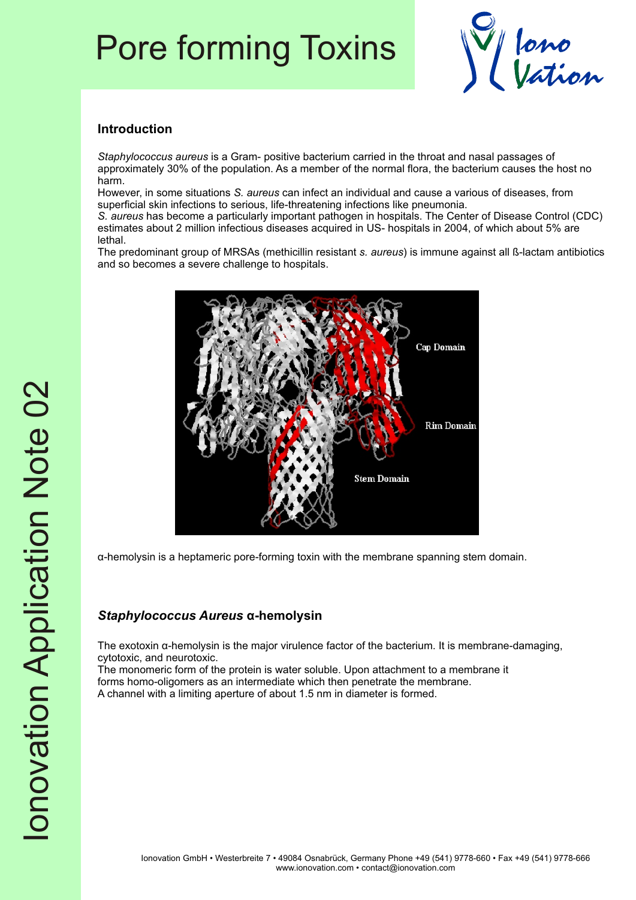# Pore forming Toxins

## Introduction

*Staphylococcus aureus* is a Gram- positive bacterium carried in the throat and nasal passages of approximately 30% of the population. As a member of the normal flora, the bacterium causes the host no harm.
However, in some situations *S. aureus* can infect an individual and cause a various of diseases, from superficial skin infections to serious, life-threatening infections like pneumonia.
*S. aureus* has become a particularly important pathogen in hospitals. The Center of Disease Control (CDC) estimates about 2 million infectious diseases acquired in US- hospitals in 2004, of which about 5% are lethal.
The predominant group of MRSAs (methicillin resistant *s. aureus*) is immune against all ß-lactam antibiotics and so becomes a severe challenge to hospitals.

α-hemolysin is a heptameric pore-forming toxin with the membrane spanning stem domain.

## *Staphylococcus Aureus* α-hemolysin

The exotoxin α-hemolysin is the major virulence factor of the bacterium. It is membrane-damaging, cytotoxic, and neurotoxic.
The monomeric form of the protein is water soluble. Upon attachment to a membrane it forms homo-oligomers as an intermediate which then penetrate the membrane.
A channel with a limiting aperture of about 1.5 nm in diameter is formed.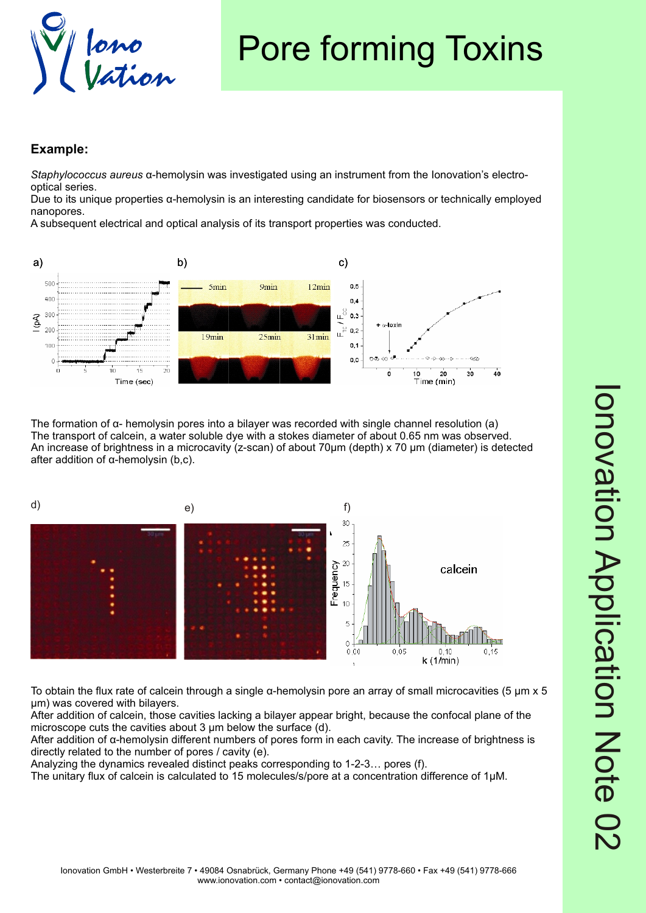# Pore forming Toxins

## Example:

*Staphylococcus aureus* α-hemolysin was investigated using an instrument from the Ionovation's electro-optical series.
Due to its unique properties α-hemolysin is an interesting candidate for biosensors or technically employed nanopores.
A subsequent electrical and optical analysis of its transport properties was conducted.

a)

I (pA)
500
400
300
200
100
0
0 5 10 15 20
Time (sec)

b)

5min 9min 12min
19min 25min 31min

c)

$F_{TC} / F_{CC}$
0,5
0,4
0,3
0,2
0,1
0,0
+ α-toxin
0 10 20 30 40
Time (min)

The formation of α- hemolysin pores into a bilayer was recorded with single channel resolution (a)
The transport of calcein, a water soluble dye with a stokes diameter of about 0.65 nm was observed.
An increase of brightness in a microcavity (z-scan) of about 70µm (depth) x 70 µm (diameter) is detected after addition of α-hemolysin (b,c).

d)

30 µm

e)

30 µm

f)

Frequency
30
25
20
15
10
5
0
0,00 0,05 0,10 0,15
k (1/min)
calcein

To obtain the flux rate of calcein through a single α-hemolysin pore an array of small microcavities (5 µm x 5 µm) was covered with bilayers.
After addition of calcein, those cavities lacking a bilayer appear bright, because the confocal plane of the microscope cuts the cavities about 3 µm below the surface (d).
After addition of α-hemolysin different numbers of pores form in each cavity. The increase of brightness is directly related to the number of pores / cavity (e).
Analyzing the dynamics revealed distinct peaks corresponding to 1-2-3… pores (f).
The unitary flux of calcein is calculated to 15 molecules/s/pore at a concentration difference of 1µM.

Ionovation Application Note 02

Ionovation GmbH • Westerbreite 7 • 49084 Osnabrück, Germany Phone +49 (541) 9778-660 • Fax +49 (541) 9778-666
www.ionovation.com • contact@ionovation.com